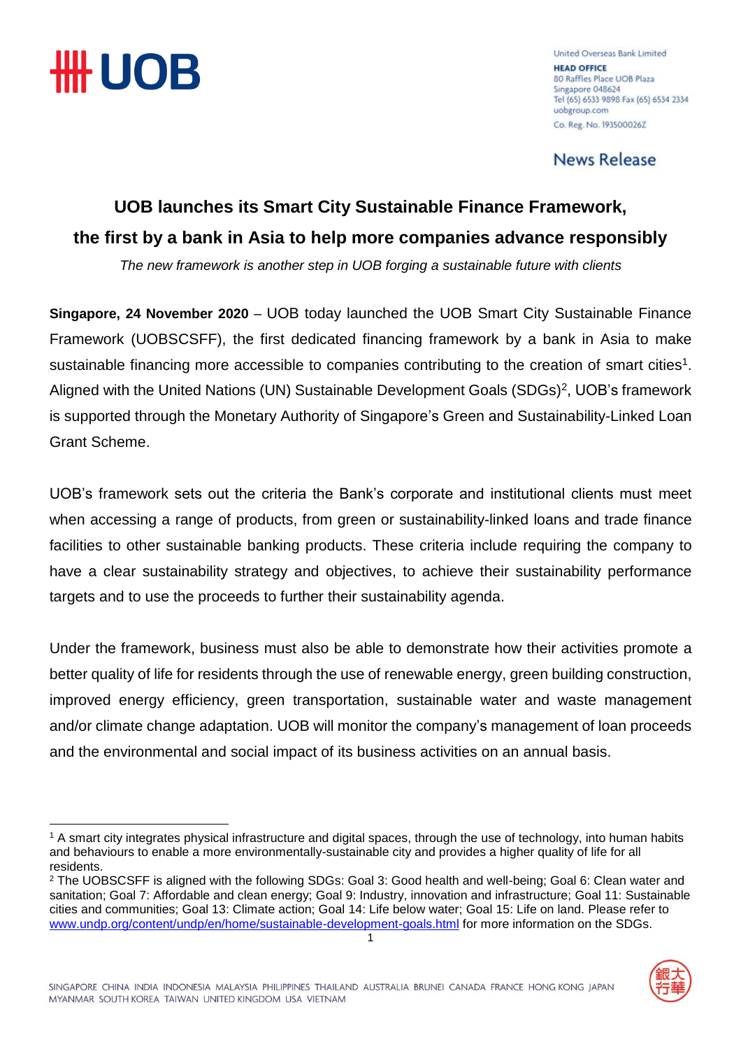# UOB launches its Smart City Sustainable Finance Framework, the first by a bank in Asia to help more companies advance responsibly

*The new framework is another step in UOB forging a sustainable future with clients*

**Singapore, 24 November 2020** – UOB today launched the UOB Smart City Sustainable Finance Framework (UOBSCSFF), the first dedicated financing framework by a bank in Asia to make sustainable financing more accessible to companies contributing to the creation of smart cities[1]. Aligned with the United Nations (UN) Sustainable Development Goals (SDGs)[2], UOB's framework is supported through the Monetary Authority of Singapore's Green and Sustainability-Linked Loan Grant Scheme.

UOB's framework sets out the criteria the Bank's corporate and institutional clients must meet when accessing a range of products, from green or sustainability-linked loans and trade finance facilities to other sustainable banking products. These criteria include requiring the company to have a clear sustainability strategy and objectives, to achieve their sustainability performance targets and to use the proceeds to further their sustainability agenda.

Under the framework, business must also be able to demonstrate how their activities promote a better quality of life for residents through the use of renewable energy, green building construction, improved energy efficiency, green transportation, sustainable water and waste management and/or climate change adaptation. UOB will monitor the company's management of loan proceeds and the environmental and social impact of its business activities on an annual basis.

---

[1] A smart city integrates physical infrastructure and digital spaces, through the use of technology, into human habits and behaviours to enable a more environmentally-sustainable city and provides a higher quality of life for all residents.

[2] The UOBSCSFF is aligned with the following SDGs: Goal 3: Good health and well-being; Goal 6: Clean water and sanitation; Goal 7: Affordable and clean energy; Goal 9: Industry, innovation and infrastructure; Goal 11: Sustainable cities and communities; Goal 13: Climate action; Goal 14: Life below water; Goal 15: Life on land. Please refer to www.undp.org/content/undp/en/home/sustainable-development-goals.html for more information on the SDGs.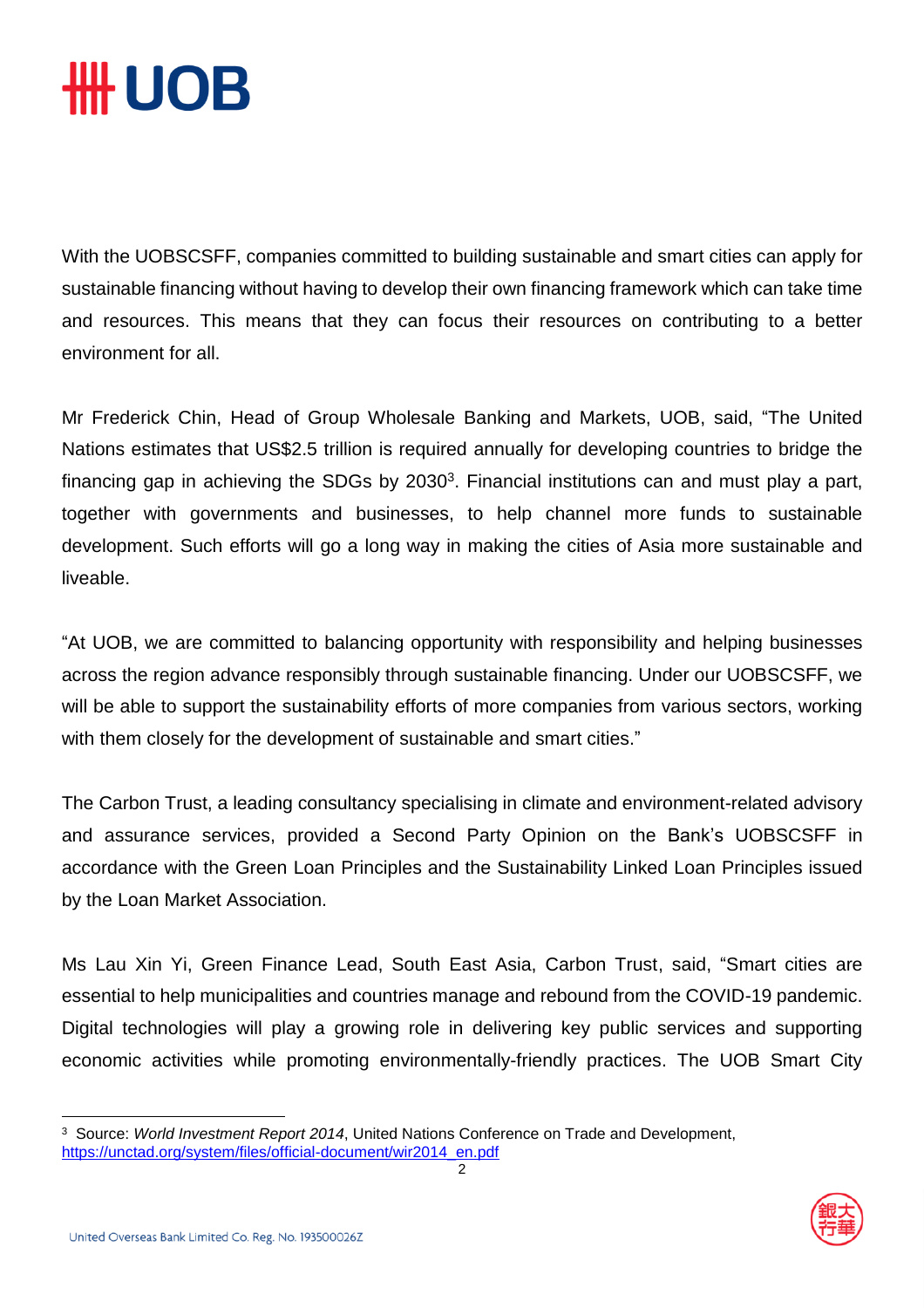With the UOBSCSFF, companies committed to building sustainable and smart cities can apply for sustainable financing without having to develop their own financing framework which can take time and resources. This means that they can focus their resources on contributing to a better environment for all.

Mr Frederick Chin, Head of Group Wholesale Banking and Markets, UOB, said, "The United Nations estimates that US$2.5 trillion is required annually for developing countries to bridge the financing gap in achieving the SDGs by 2030[3]. Financial institutions can and must play a part, together with governments and businesses, to help channel more funds to sustainable development. Such efforts will go a long way in making the cities of Asia more sustainable and liveable.

"At UOB, we are committed to balancing opportunity with responsibility and helping businesses across the region advance responsibly through sustainable financing. Under our UOBSCSFF, we will be able to support the sustainability efforts of more companies from various sectors, working with them closely for the development of sustainable and smart cities."

The Carbon Trust, a leading consultancy specialising in climate and environment-related advisory and assurance services, provided a Second Party Opinion on the Bank's UOBSCSFF in accordance with the Green Loan Principles and the Sustainability Linked Loan Principles issued by the Loan Market Association.

Ms Lau Xin Yi, Green Finance Lead, South East Asia, Carbon Trust, said, "Smart cities are essential to help municipalities and countries manage and rebound from the COVID-19 pandemic. Digital technologies will play a growing role in delivering key public services and supporting economic activities while promoting environmentally-friendly practices. The UOB Smart City

---

[3] Source: *World Investment Report 2014*, United Nations Conference on Trade and Development, https://unctad.org/system/files/official-document/wir2014_en.pdf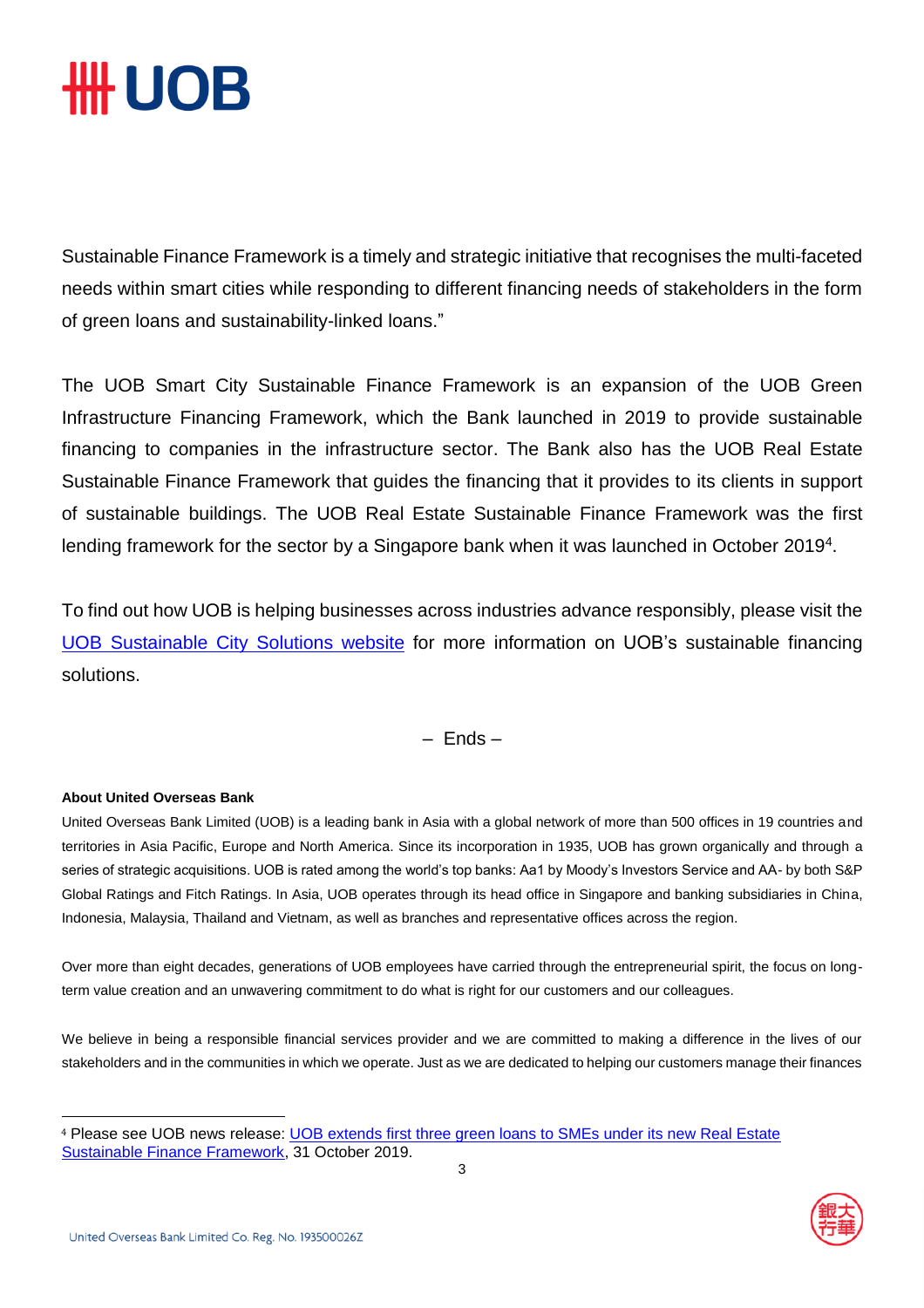Sustainable Finance Framework is a timely and strategic initiative that recognises the multi-faceted needs within smart cities while responding to different financing needs of stakeholders in the form of green loans and sustainability-linked loans."

The UOB Smart City Sustainable Finance Framework is an expansion of the UOB Green Infrastructure Financing Framework, which the Bank launched in 2019 to provide sustainable financing to companies in the infrastructure sector. The Bank also has the UOB Real Estate Sustainable Finance Framework that guides the financing that it provides to its clients in support of sustainable buildings. The UOB Real Estate Sustainable Finance Framework was the first lending framework for the sector by a Singapore bank when it was launched in October 2019[4].

To find out how UOB is helping businesses across industries advance responsibly, please visit the UOB Sustainable City Solutions website for more information on UOB's sustainable financing solutions.

– Ends –

**About United Overseas Bank**

United Overseas Bank Limited (UOB) is a leading bank in Asia with a global network of more than 500 offices in 19 countries and territories in Asia Pacific, Europe and North America. Since its incorporation in 1935, UOB has grown organically and through a series of strategic acquisitions. UOB is rated among the world's top banks: Aa1 by Moody's Investors Service and AA- by both S&P Global Ratings and Fitch Ratings. In Asia, UOB operates through its head office in Singapore and banking subsidiaries in China, Indonesia, Malaysia, Thailand and Vietnam, as well as branches and representative offices across the region.

Over more than eight decades, generations of UOB employees have carried through the entrepreneurial spirit, the focus on long-term value creation and an unwavering commitment to do what is right for our customers and our colleagues.

We believe in being a responsible financial services provider and we are committed to making a difference in the lives of our stakeholders and in the communities in which we operate. Just as we are dedicated to helping our customers manage their finances

---

[4] Please see UOB news release: UOB extends first three green loans to SMEs under its new Real Estate Sustainable Finance Framework, 31 October 2019.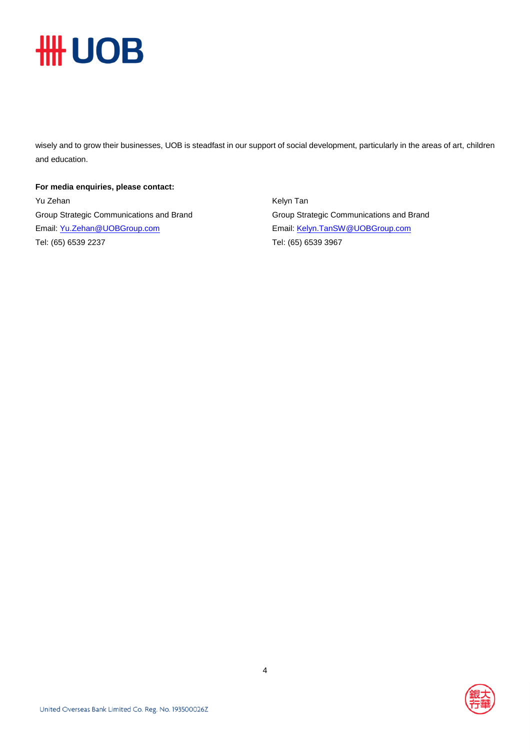wisely and to grow their businesses, UOB is steadfast in our support of social development, particularly in the areas of art, children and education.

**For media enquiries, please contact:**

Yu Zehan
Group Strategic Communications and Brand
Email: Yu.Zehan@UOBGroup.com
Tel: (65) 6539 2237

Kelyn Tan
Group Strategic Communications and Brand
Email: Kelyn.TanSW@UOBGroup.com
Tel: (65) 6539 3967